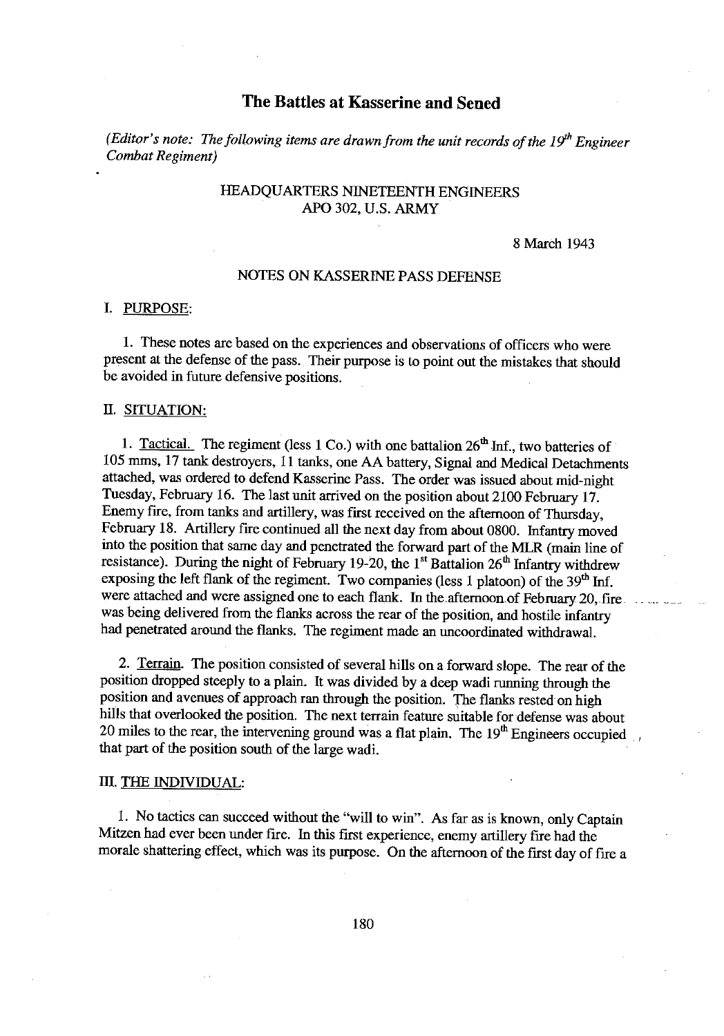# The Battles at Kasserine and Sened

*(Editor's note: The following items are drawn from the unit records of the 19th Engineer Combat Regiment)*

HEADQUARTERS NINETEENTH ENGINEERS
APO 302, U.S. ARMY

8 March 1943

NOTES ON KASSERINE PASS DEFENSE

I. PURPOSE:

1. These notes are based on the experiences and observations of officers who were present at the defense of the pass. Their purpose is to point out the mistakes that should be avoided in future defensive positions.

II. SITUATION:

1. Tactical. The regiment (less 1 Co.) with one battalion 26th Inf., two batteries of 105 mms, 17 tank destroyers, 11 tanks, one AA battery, Signal and Medical Detachments attached, was ordered to defend Kasserine Pass. The order was issued about mid-night Tuesday, February 16. The last unit arrived on the position about 2100 February 17. Enemy fire, from tanks and artillery, was first received on the afternoon of Thursday, February 18. Artillery fire continued all the next day from about 0800. Infantry moved into the position that same day and penetrated the forward part of the MLR (main line of resistance). During the night of February 19-20, the 1st Battalion 26th Infantry withdrew exposing the left flank of the regiment. Two companies (less 1 platoon) of the 39th Inf. were attached and were assigned one to each flank. In the afternoon of February 20, fire was being delivered from the flanks across the rear of the position, and hostile infantry had penetrated around the flanks. The regiment made an uncoordinated withdrawal.

2. Terrain. The position consisted of several hills on a forward slope. The rear of the position dropped steeply to a plain. It was divided by a deep wadi running through the position and avenues of approach ran through the position. The flanks rested on high hills that overlooked the position. The next terrain feature suitable for defense was about 20 miles to the rear, the intervening ground was a flat plain. The 19th Engineers occupied that part of the position south of the large wadi.

III. THE INDIVIDUAL:

1. No tactics can succeed without the "will to win". As far as is known, only Captain Mitzen had ever been under fire. In this first experience, enemy artillery fire had the morale shattering effect, which was its purpose. On the afternoon of the first day of fire a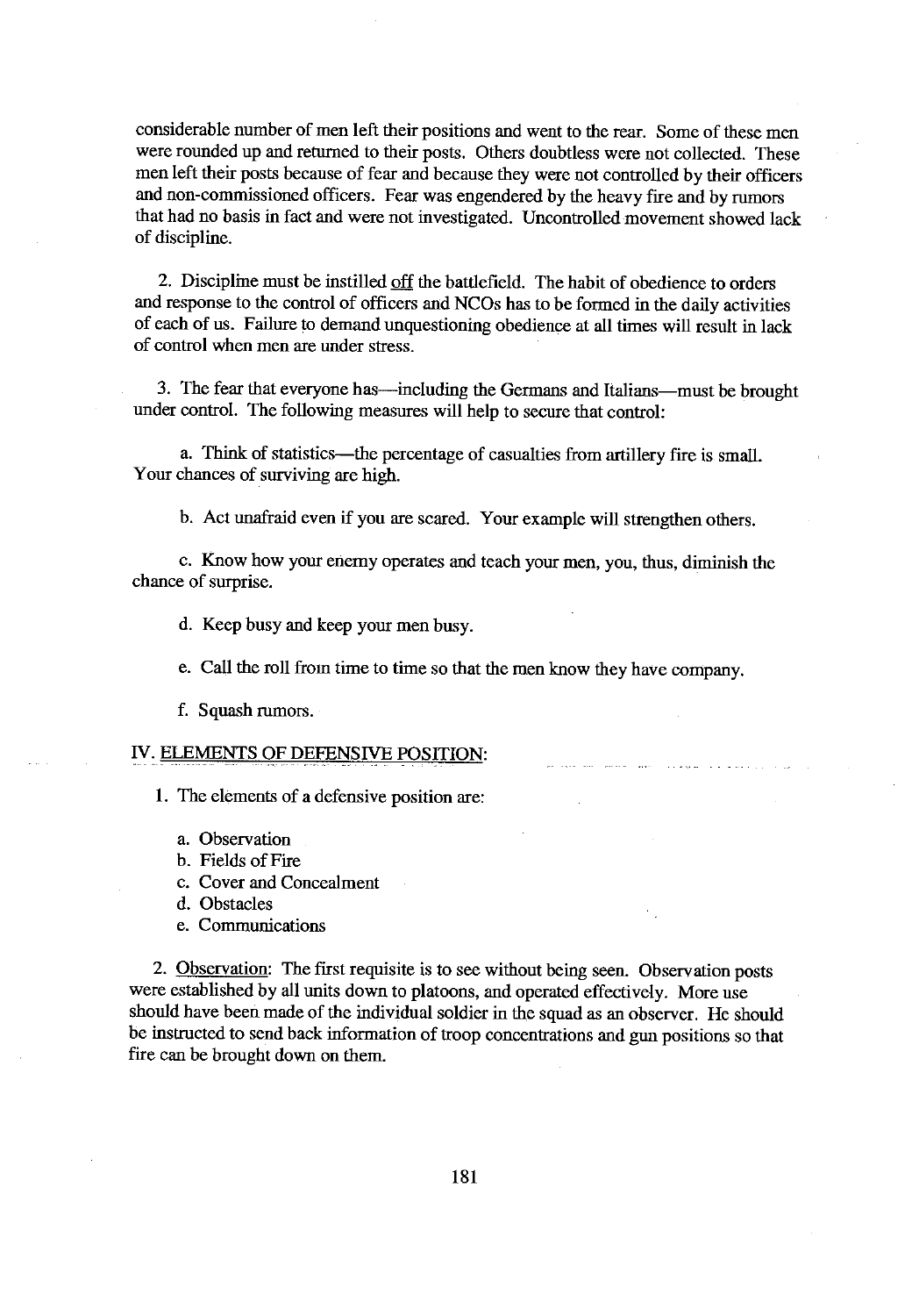considerable number of men left their positions and went to the rear. Some of these men were rounded up and returned to their posts. Others doubtless were not collected. These men left their posts because of fear and because they were not controlled by their officers and non-commissioned officers. Fear was engendered by the heavy fire and by rumors that had no basis in fact and were not investigated. Uncontrolled movement showed lack of discipline.

2. Discipline must be instilled <u>off</u> the battlefield. The habit of obedience to orders and response to the control of officers and NCOs has to be formed in the daily activities of each of us. Failure to demand unquestioning obedience at all times will result in lack of control when men are under stress.

3. The fear that everyone has—including the Germans and Italians—must be brought under control. The following measures will help to secure that control:

a. Think of statistics—the percentage of casualties from artillery fire is small. Your chances of surviving are high.

b. Act unafraid even if you are scared. Your example will strengthen others.

c. Know how your enemy operates and teach your men, you, thus, diminish the chance of surprise.

d. Keep busy and keep your men busy.

e. Call the roll from time to time so that the men know they have company.

f. Squash rumors.

## IV. <u>ELEMENTS OF DEFENSIVE POSITION</u>:

1. The elements of a defensive position are:

a. Observation
b. Fields of Fire
c. Cover and Concealment
d. Obstacles
e. Communications

2. <u>Observation</u>: The first requisite is to see without being seen. Observation posts were established by all units down to platoons, and operated effectively. More use should have been made of the individual soldier in the squad as an observer. He should be instructed to send back information of troop concentrations and gun positions so that fire can be brought down on them.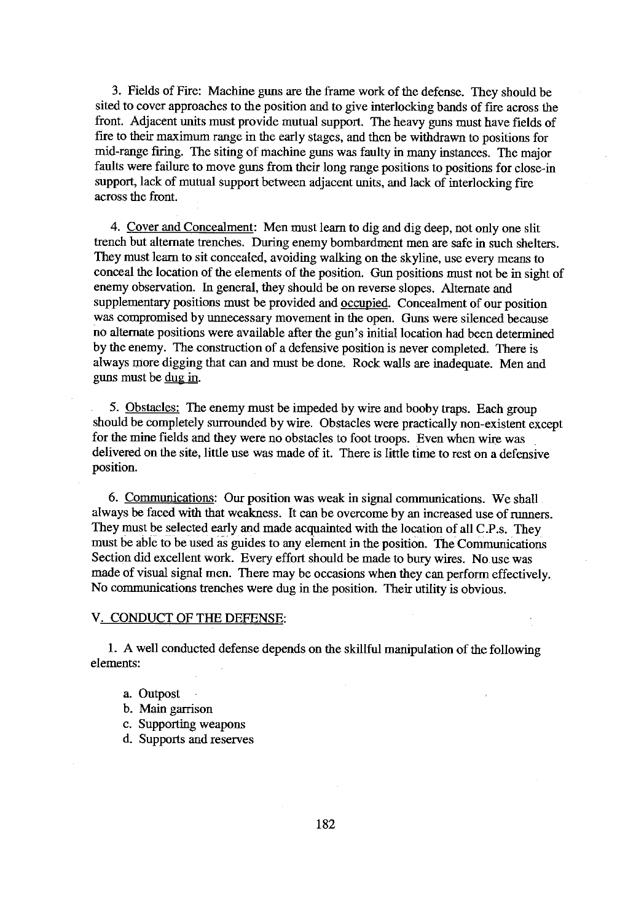3. Fields of Fire: Machine guns are the frame work of the defense. They should be sited to cover approaches to the position and to give interlocking bands of fire across the front. Adjacent units must provide mutual support. The heavy guns must have fields of fire to their maximum range in the early stages, and then be withdrawn to positions for mid-range firing. The siting of machine guns was faulty in many instances. The major faults were failure to move guns from their long range positions to positions for close-in support, lack of mutual support between adjacent units, and lack of interlocking fire across the front.

4. Cover and Concealment: Men must learn to dig and dig deep, not only one slit trench but alternate trenches. During enemy bombardment men are safe in such shelters. They must learn to sit concealed, avoiding walking on the skyline, use every means to conceal the location of the elements of the position. Gun positions must not be in sight of enemy observation. In general, they should be on reverse slopes. Alternate and supplementary positions must be provided and occupied. Concealment of our position was compromised by unnecessary movement in the open. Guns were silenced because no alternate positions were available after the gun's initial location had been determined by the enemy. The construction of a defensive position is never completed. There is always more digging that can and must be done. Rock walls are inadequate. Men and guns must be dug in.

5. Obstacles: The enemy must be impeded by wire and booby traps. Each group should be completely surrounded by wire. Obstacles were practically non-existent except for the mine fields and they were no obstacles to foot troops. Even when wire was delivered on the site, little use was made of it. There is little time to rest on a defensive position.

6. Communications: Our position was weak in signal communications. We shall always be faced with that weakness. It can be overcome by an increased use of runners. They must be selected early and made acquainted with the location of all C.P.s. They must be able to be used as guides to any element in the position. The Communications Section did excellent work. Every effort should be made to bury wires. No use was made of visual signal men. There may be occasions when they can perform effectively. No communications trenches were dug in the position. Their utility is obvious.

## V. CONDUCT OF THE DEFENSE:

1. A well conducted defense depends on the skillful manipulation of the following elements:

   a. Outpost
   b. Main garrison
   c. Supporting weapons
   d. Supports and reserves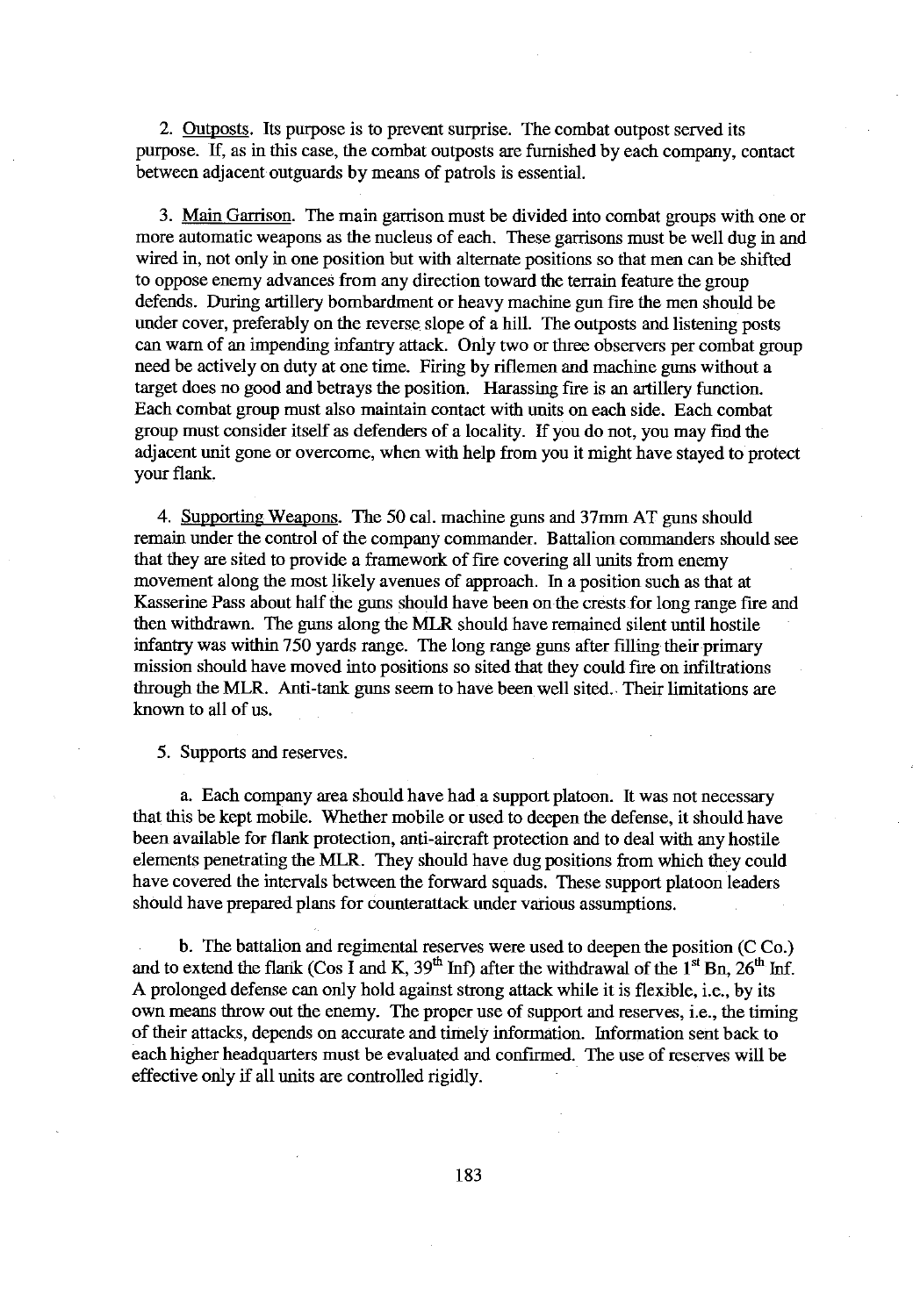2. Outposts. Its purpose is to prevent surprise. The combat outpost served its purpose. If, as in this case, the combat outposts are furnished by each company, contact between adjacent outguards by means of patrols is essential.

3. Main Garrison. The main garrison must be divided into combat groups with one or more automatic weapons as the nucleus of each. These garrisons must be well dug in and wired in, not only in one position but with alternate positions so that men can be shifted to oppose enemy advances from any direction toward the terrain feature the group defends. During artillery bombardment or heavy machine gun fire the men should be under cover, preferably on the reverse slope of a hill. The outposts and listening posts can warn of an impending infantry attack. Only two or three observers per combat group need be actively on duty at one time. Firing by riflemen and machine guns without a target does no good and betrays the position. Harassing fire is an artillery function. Each combat group must also maintain contact with units on each side. Each combat group must consider itself as defenders of a locality. If you do not, you may find the adjacent unit gone or overcome, when with help from you it might have stayed to protect your flank.

4. Supporting Weapons. The 50 cal. machine guns and 37mm AT guns should remain under the control of the company commander. Battalion commanders should see that they are sited to provide a framework of fire covering all units from enemy movement along the most likely avenues of approach. In a position such as that at Kasserine Pass about half the guns should have been on the crests for long range fire and then withdrawn. The guns along the MLR should have remained silent until hostile infantry was within 750 yards range. The long range guns after filling their primary mission should have moved into positions so sited that they could fire on infiltrations through the MLR. Anti-tank guns seem to have been well sited. Their limitations are known to all of us.

5. Supports and reserves.

a. Each company area should have had a support platoon. It was not necessary that this be kept mobile. Whether mobile or used to deepen the defense, it should have been available for flank protection, anti-aircraft protection and to deal with any hostile elements penetrating the MLR. They should have dug positions from which they could have covered the intervals between the forward squads. These support platoon leaders should have prepared plans for counterattack under various assumptions.

b. The battalion and regimental reserves were used to deepen the position (C Co.) and to extend the flank (Cos I and K, 39th Inf) after the withdrawal of the 1st Bn, 26th Inf. A prolonged defense can only hold against strong attack while it is flexible, i.e., by its own means throw out the enemy. The proper use of support and reserves, i.e., the timing of their attacks, depends on accurate and timely information. Information sent back to each higher headquarters must be evaluated and confirmed. The use of reserves will be effective only if all units are controlled rigidly.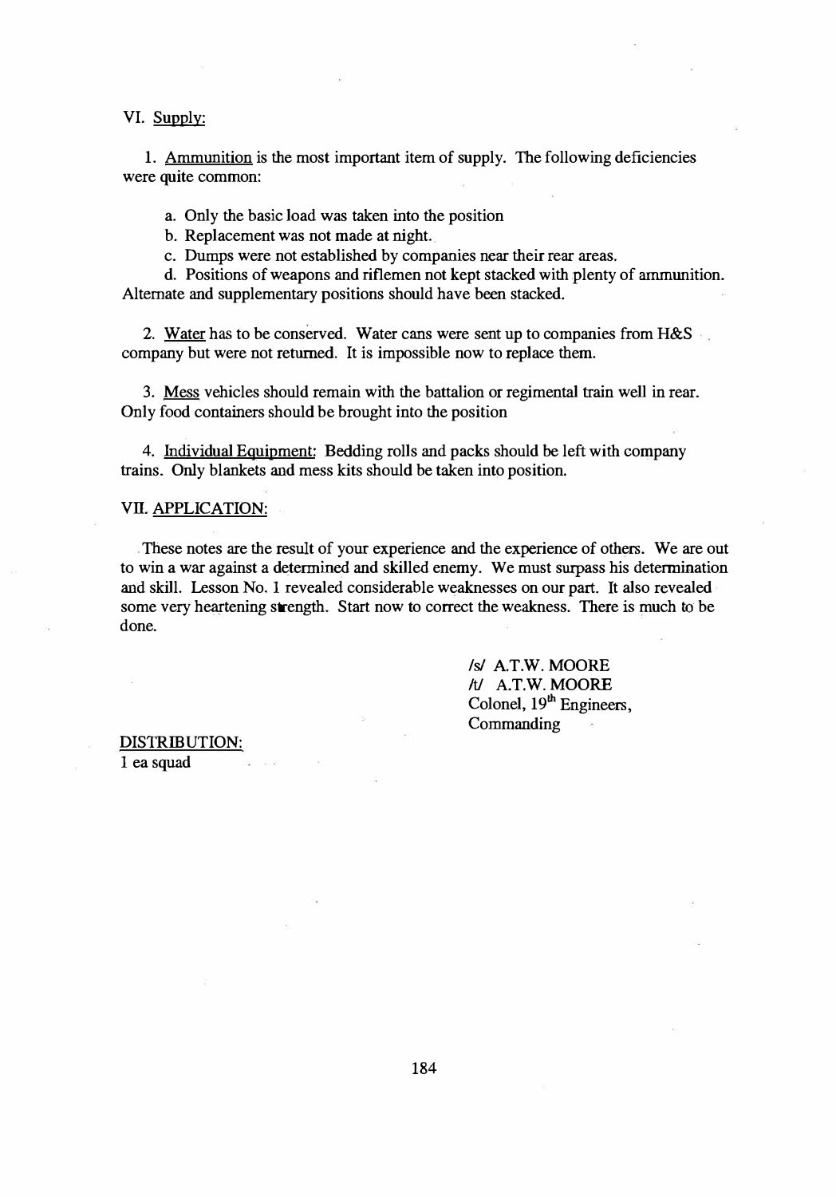VI. <u>Supply:</u>

1. <u>Ammunition</u> is the most important item of supply. The following deficiencies were quite common:

a. Only the basic load was taken into the position

b. Replacement was not made at night.

c. Dumps were not established by companies near their rear areas.

d. Positions of weapons and riflemen not kept stacked with plenty of ammunition. Alternate and supplementary positions should have been stacked.

2. <u>Water</u> has to be conserved. Water cans were sent up to companies from H&S company but were not returned. It is impossible now to replace them.

3. <u>Mess</u> vehicles should remain with the battalion or regimental train well in rear. Only food containers should be brought into the position

4. <u>Individual Equipment:</u> Bedding rolls and packs should be left with company trains. Only blankets and mess kits should be taken into position.

VII. <u>APPLICATION:</u>

These notes are the result of your experience and the experience of others. We are out to win a war against a determined and skilled enemy. We must surpass his determination and skill. Lesson No. 1 revealed considerable weaknesses on our part. It also revealed some very heartening strength. Start now to correct the weakness. There is much to be done.

/s/ A.T.W. MOORE
/t/ A.T.W. MOORE
Colonel, 19th Engineers,
Commanding

<u>DISTRIBUTION:</u>
1 ea squad